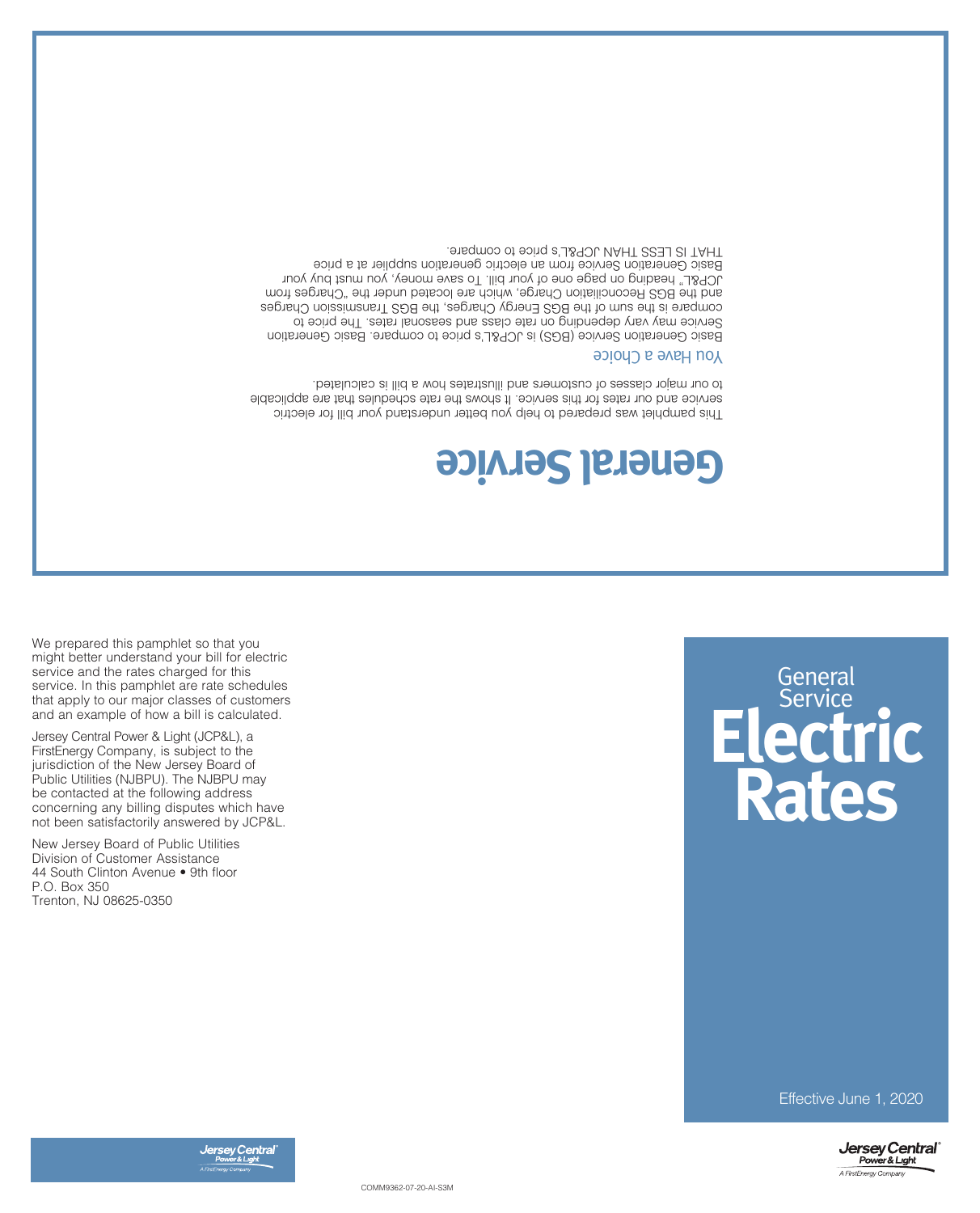# General Service

This pamphlet was prepared to help you better understand your bill for electric service and our rates for this service. It shows the rate schedules that are applicable to our major classes of customers and illustrates how a bill is calculated.

## You Have a Choice

Basic Generation Service (BGS) is JCP&L's price to compare. Basic Generation Service may vary depending on rate class and seasonal rates. The price to compare is the sum of the BGS Energy Charges, the BGS Transmission Charges and the BGS Reconciliation Charge, which are located under the "Charges from JCP&L" heading on page one of your bill. To save money, you must buy your Basic Generation Service from an electric generation supplier at a price THAT IS LESS THAN JCP&L's price to compare.

We prepared this pamphlet so that you might better understand your bill for electric service and the rates charged for this service. In this pamphlet are rate schedules that apply to our major classes of customers and an example of how a bill is calculated.

Jersey Central Power & Light (JCP&L), a FirstEnergy Company, is subject to the jurisdiction of the New Jersey Board of Public Utilities (NJBPU). The NJBPU may be contacted at the following address concerning any billing disputes which have not been satisfactorily answered by JCP&L.

New Jersey Board of Public Utilities
Division of Customer Assistance
44 South Clinton Avenue • 9th floor
P.O. Box 350
Trenton, NJ 08625-0350

Jersey Central Power & Light
A FirstEnergy Company

COMM9362-07-20-AI-S3M

# General Service Electric Rates

Effective June 1, 2020

Jersey Central Power & Light
A FirstEnergy Company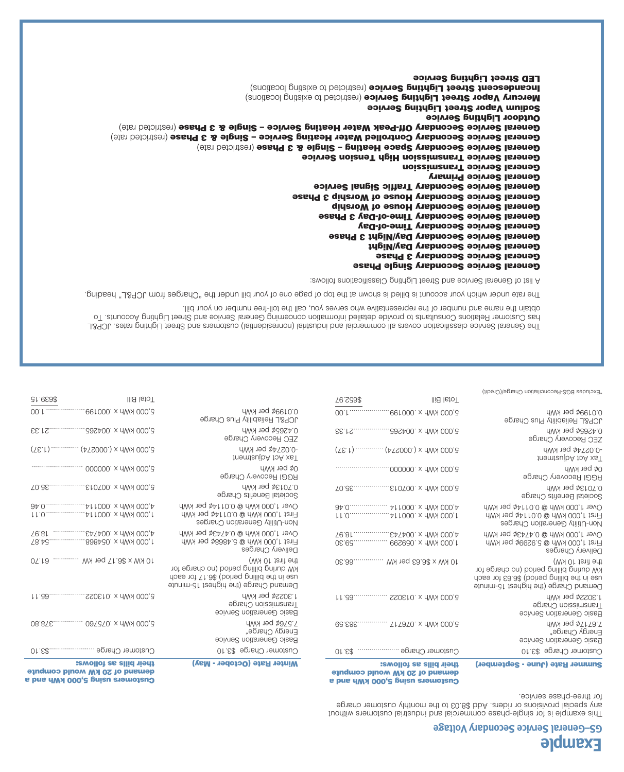# Example

## GS–General Service Secondary Voltage

This example is for single-phase commercial and industrial customers without any special provisions or riders. Add $8.03 to the monthly customer charge for three-phase service.

**Summer Rate (June - September)**

**Customers using 5,000 kWh and a demand of 20 kW would compute their bills as follows:**

| | |
|---|---|
| Customer Charge $3.10 | Customer Charge ....................$3.10 |
| Basic Generation Service Energy Charge* 7.6717¢ per kWh | 5,000 kWh x .076717 ..............383.59 |
| Basic Generation Service Transmission Charge 1.3022¢ per kWh | 5,000 kWh x .013022 ..................65.11 |
| Demand Charge (the highest 15-minute use in the billing period) $6.63 for each kW during billing period (no charge for the first 10 kW) | 10 kW x $6.63 per kW ..............66.30 |
| Delivery Charges First 1,000 kWh @ 5.9299¢ per kWh | 1,000 kWh x .059299 ..............59.30 |
| Over 1,000 kWh @ 0.4743¢ per kWh | 4,000 kWh x .004743..................18.97 |
| Non-Utility Generation Charges First 1,000 kWh @ 0.0114¢ per kWh | 1,000 kWh x .000114......................0.11 |
| Over 1,000 kWh @ 0.0114¢ per kWh | 4,000 kWh x .000114......................0.46 |
| Societal Benefits Charge 0.7013¢ per kWh | 5,000 kWh x .007013..................35.07 |
| RGGI Recovery Charge 0¢ per kWh | 5,000 kWh x .000000.......................... |
| Tax Act Adjustment -0.0274¢ per kWh | 5,000 kWh x (.000274) ..............(1.37) |
| ZEC Recovery Charge 0.4265¢ per kWh | 5,000 kWh x .004265....................21.33 |
| JCP&L Reliability Plus Charge 0.0199¢ per kWh | 5,000 kWh x .000199......................1.00 |
| | Total Bill $652.97 |

*Excludes BGS-Reconciliation Charge/(Credit)

**Winter Rate (October - May)**

**Customers using 5,000 kWh and a demand of 20 kW would compute their bills as follows:**

| | |
|---|---|
| Customer Charge $3.10 | Customer Charge .......................$3.10 |
| Basic Generation Service Energy Charge* 7.576¢ per kWh | 5,000 kWh x .075760 ..............378.80 |
| Basic Generation Service Transmission Charge 1.3022¢ per kWh | 5,000 kWh x .013022......................65.11 |
| Demand Charge (the highest 15-minute use in the billing period) $6.17 for each kW during billing period (no charge for the first 10 kW) | 10 kW x $6.17 per kW .............61.70 |
| Delivery Charges First 1,000 kWh @ 5.4868¢ per kWh | 1,000 kWh x .054868......................54.87 |
| Over 1,000 kWh @ 0.4743¢ per kWh | 4,000 kWh x .004743................18.97 |
| Non-Utility Generation Charges First 1,000 kWh @ 0.0114¢ per kWh | 1,000 kWh x .000114......................0.11 |
| Over 1,000 kWh @ 0.0114¢ per kWh | 4,000 kWh x .000114......................0.46 |
| Societal Benefits Charge 0.7013¢ per kWh | 5,000 kWh x .007013......................35.07 |
| RGGI Recovery Charge 0¢ per kWh | 5,000 kWh x .000000 .......................... |
| Tax Act Adjustment -0.0274¢ per kWh | 5,000 kWh x (.000274) ..............(1.37) |
| ZEC Recovery Charge 0.4265¢ per kWh | 5,000 kWh x .004265......................21.33 |
| JCP&L Reliability Plus Charge 0.0199¢ per kWh | 5,000 kWh x .000199......................1.00 |
| | Total Bill $639.15 |

The General Service classification covers all commercial and industrial (nonresidential) customers and Street Lighting rates. JCP&L has Customer Relations Consultants to provide detailed information concerning General Service and Street Lighting Accounts. To obtain the name and number of the representative who serves you, call the toll-free number on your bill.

The rate under which your account is billed is shown at the top of page one of your bill under the "Charges from JCP&L" heading.

A list of General Service and Street Lighting Classifications follows:

**General Service Secondary Single Phase**
**General Service Secondary 3 Phase**
**General Service Secondary Day/Night**
**General Service Secondary Day/Night 3 Phase**
**General Service Secondary Time-of-Day**
**General Service Secondary Time-of-Day 3 Phase**
**General Service Secondary House of Worship**
**General Service Secondary House of Worship 3 Phase**
**General Service Secondary Traffic Signal Service**
**General Service Primary**
**General Service Transmission**
**General Service Transmission High Tension Service**
**General Service Secondary Space Heating – Single & 3 Phase** (restricted rate)
**General Service Secondary Controlled Water Heating Service – Single & 3 Phase** (restricted rate)
**General Service Secondary Off-Peak Water Heating Service – Single & 3 Phase** (restricted rate)
**Outdoor Lighting Service**
**Sodium Vapor Street Lighting Service**
**Mercury Vapor Street Lighting Service** (restricted to existing locations)
**Incandescent Street Lighting Service** (restricted to existing locations)
**LED Street Lighting Service**